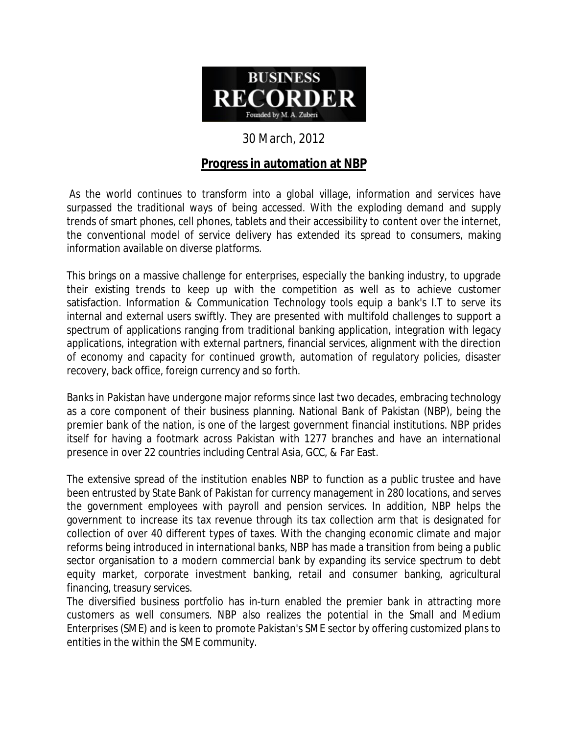BUSINESS RECORDER

Founded by M. A. Zuberi

30 March, 2012

## Progress in automation at NBP

As the world continues to transform into a global village, information and services have surpassed the traditional ways of being accessed. With the exploding demand and supply trends of smart phones, cell phones, tablets and their accessibility to content over the internet, the conventional model of service delivery has extended its spread to consumers, making information available on diverse platforms.

This brings on a massive challenge for enterprises, especially the banking industry, to upgrade their existing trends to keep up with the competition as well as to achieve customer satisfaction. Information & Communication Technology tools equip a bank's I.T to serve its internal and external users swiftly. They are presented with multifold challenges to support a spectrum of applications ranging from traditional banking application, integration with legacy applications, integration with external partners, financial services, alignment with the direction of economy and capacity for continued growth, automation of regulatory policies, disaster recovery, back office, foreign currency and so forth.

Banks in Pakistan have undergone major reforms since last two decades, embracing technology as a core component of their business planning. National Bank of Pakistan (NBP), being the premier bank of the nation, is one of the largest government financial institutions. NBP prides itself for having a footmark across Pakistan with 1277 branches and have an international presence in over 22 countries including Central Asia, GCC, & Far East.

The extensive spread of the institution enables NBP to function as a public trustee and have been entrusted by State Bank of Pakistan for currency management in 280 locations, and serves the government employees with payroll and pension services. In addition, NBP helps the government to increase its tax revenue through its tax collection arm that is designated for collection of over 40 different types of taxes. With the changing economic climate and major reforms being introduced in international banks, NBP has made a transition from being a public sector organisation to a modern commercial bank by expanding its service spectrum to debt equity market, corporate investment banking, retail and consumer banking, agricultural financing, treasury services.

The diversified business portfolio has in-turn enabled the premier bank in attracting more customers as well consumers. NBP also realizes the potential in the Small and Medium Enterprises (SME) and is keen to promote Pakistan's SME sector by offering customized plans to entities in the within the SME community.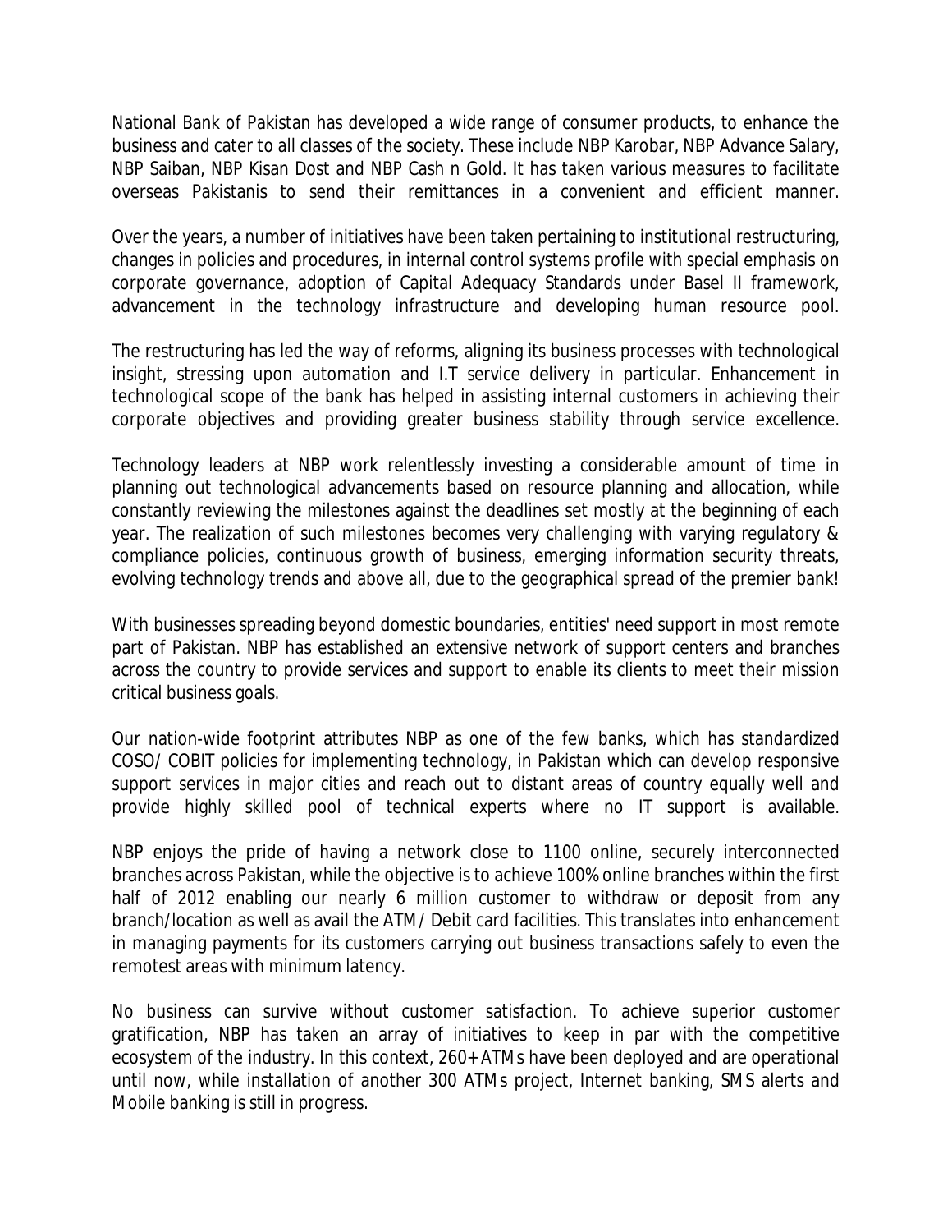National Bank of Pakistan has developed a wide range of consumer products, to enhance the business and cater to all classes of the society. These include NBP Karobar, NBP Advance Salary, NBP Saiban, NBP Kisan Dost and NBP Cash n Gold. It has taken various measures to facilitate overseas Pakistanis to send their remittances in a convenient and efficient manner.

Over the years, a number of initiatives have been taken pertaining to institutional restructuring, changes in policies and procedures, in internal control systems profile with special emphasis on corporate governance, adoption of Capital Adequacy Standards under Basel II framework, advancement in the technology infrastructure and developing human resource pool.

The restructuring has led the way of reforms, aligning its business processes with technological insight, stressing upon automation and I.T service delivery in particular. Enhancement in technological scope of the bank has helped in assisting internal customers in achieving their corporate objectives and providing greater business stability through service excellence.

Technology leaders at NBP work relentlessly investing a considerable amount of time in planning out technological advancements based on resource planning and allocation, while constantly reviewing the milestones against the deadlines set mostly at the beginning of each year. The realization of such milestones becomes very challenging with varying regulatory & compliance policies, continuous growth of business, emerging information security threats, evolving technology trends and above all, due to the geographical spread of the premier bank!

With businesses spreading beyond domestic boundaries, entities' need support in most remote part of Pakistan. NBP has established an extensive network of support centers and branches across the country to provide services and support to enable its clients to meet their mission critical business goals.

Our nation-wide footprint attributes NBP as one of the few banks, which has standardized COSO/ COBIT policies for implementing technology, in Pakistan which can develop responsive support services in major cities and reach out to distant areas of country equally well and provide highly skilled pool of technical experts where no IT support is available.

NBP enjoys the pride of having a network close to 1100 online, securely interconnected branches across Pakistan, while the objective is to achieve 100% online branches within the first half of 2012 enabling our nearly 6 million customer to withdraw or deposit from any branch/location as well as avail the ATM/ Debit card facilities. This translates into enhancement in managing payments for its customers carrying out business transactions safely to even the remotest areas with minimum latency.

No business can survive without customer satisfaction. To achieve superior customer gratification, NBP has taken an array of initiatives to keep in par with the competitive ecosystem of the industry. In this context, 260+ ATMs have been deployed and are operational until now, while installation of another 300 ATMs project, Internet banking, SMS alerts and Mobile banking is still in progress.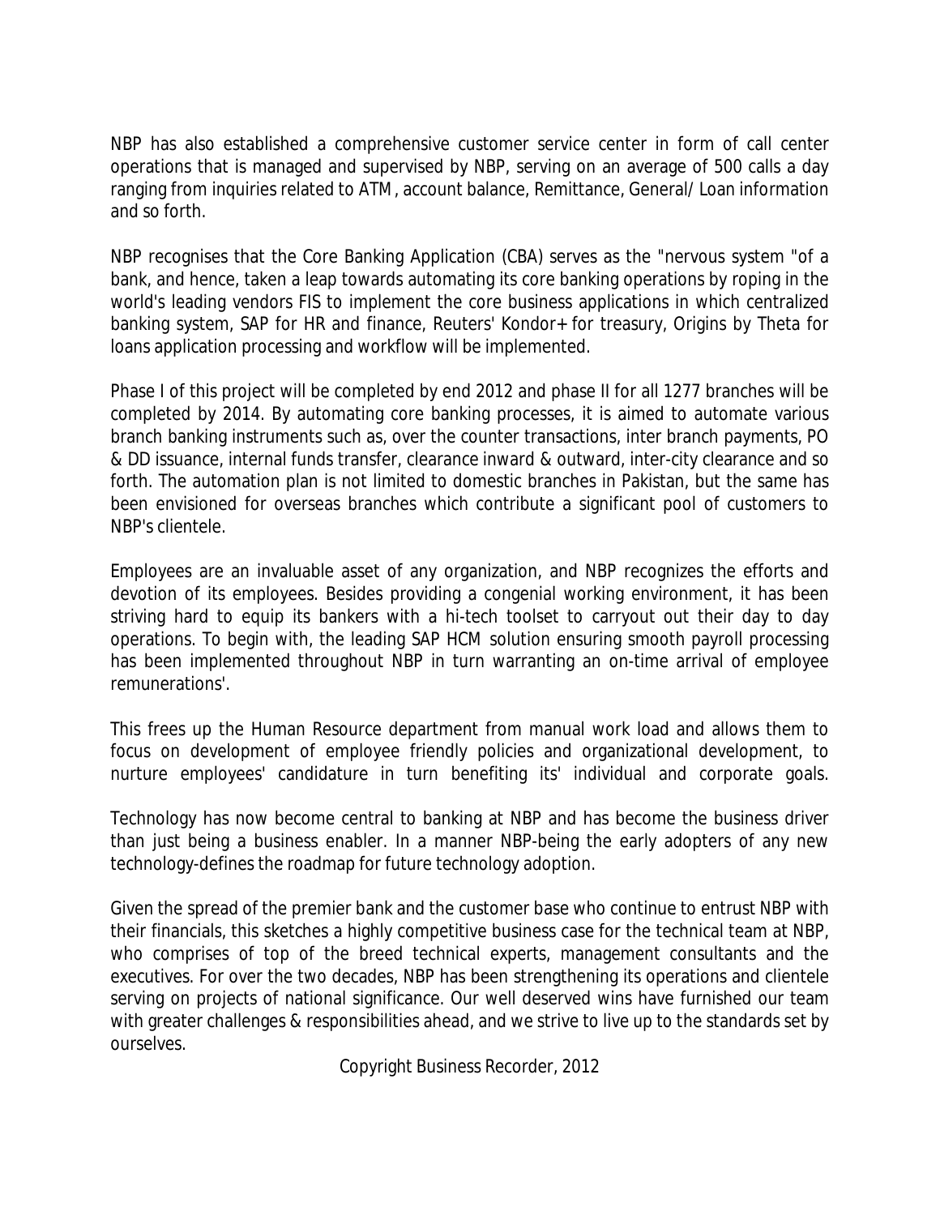NBP has also established a comprehensive customer service center in form of call center operations that is managed and supervised by NBP, serving on an average of 500 calls a day ranging from inquiries related to ATM, account balance, Remittance, General/ Loan information and so forth.

NBP recognises that the Core Banking Application (CBA) serves as the "nervous system "of a bank, and hence, taken a leap towards automating its core banking operations by roping in the world's leading vendors FIS to implement the core business applications in which centralized banking system, SAP for HR and finance, Reuters' Kondor+ for treasury, Origins by Theta for loans application processing and workflow will be implemented.

Phase I of this project will be completed by end 2012 and phase II for all 1277 branches will be completed by 2014. By automating core banking processes, it is aimed to automate various branch banking instruments such as, over the counter transactions, inter branch payments, PO & DD issuance, internal funds transfer, clearance inward & outward, inter-city clearance and so forth. The automation plan is not limited to domestic branches in Pakistan, but the same has been envisioned for overseas branches which contribute a significant pool of customers to NBP's clientele.

Employees are an invaluable asset of any organization, and NBP recognizes the efforts and devotion of its employees. Besides providing a congenial working environment, it has been striving hard to equip its bankers with a hi-tech toolset to carryout out their day to day operations. To begin with, the leading SAP HCM solution ensuring smooth payroll processing has been implemented throughout NBP in turn warranting an on-time arrival of employee remunerations'.

This frees up the Human Resource department from manual work load and allows them to focus on development of employee friendly policies and organizational development, to nurture employees' candidature in turn benefiting its' individual and corporate goals.

Technology has now become central to banking at NBP and has become the business driver than just being a business enabler. In a manner NBP-being the early adopters of any new technology-defines the roadmap for future technology adoption.

Given the spread of the premier bank and the customer base who continue to entrust NBP with their financials, this sketches a highly competitive business case for the technical team at NBP, who comprises of top of the breed technical experts, management consultants and the executives. For over the two decades, NBP has been strengthening its operations and clientele serving on projects of national significance. Our well deserved wins have furnished our team with greater challenges & responsibilities ahead, and we strive to live up to the standards set by ourselves.

Copyright Business Recorder, 2012